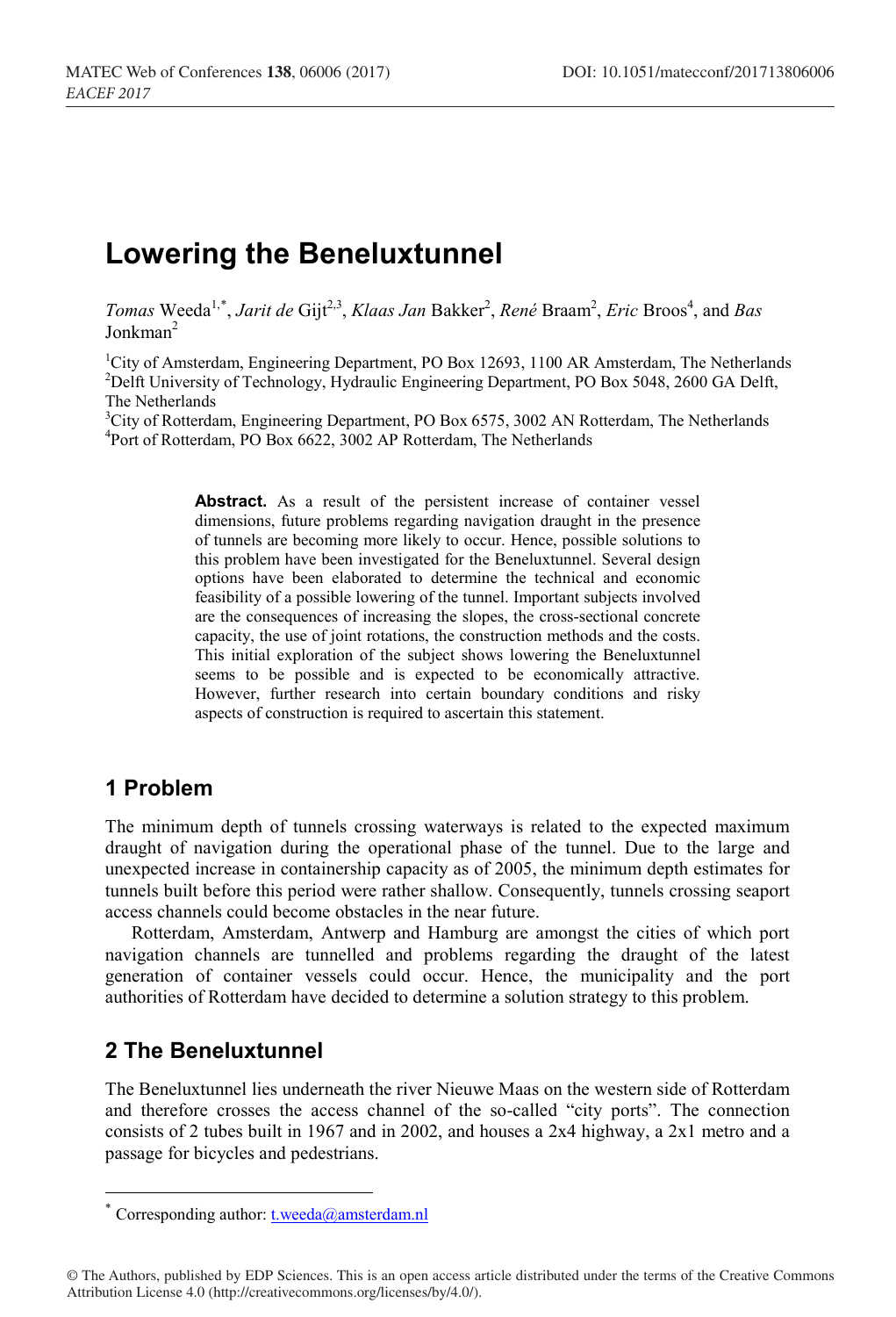# Lowering the Beneluxtunnel

*Tomas* Weeda[1,*], *Jarit de* Gijt[2,3], *Klaas Jan* Bakker[2], *René* Braam[2], *Eric* Broos[4], and *Bas* Jonkman[2]

[1]City of Amsterdam, Engineering Department, PO Box 12693, 1100 AR Amsterdam, The Netherlands
[2]Delft University of Technology, Hydraulic Engineering Department, PO Box 5048, 2600 GA Delft, The Netherlands
[3]City of Rotterdam, Engineering Department, PO Box 6575, 3002 AN Rotterdam, The Netherlands
[4]Port of Rotterdam, PO Box 6622, 3002 AP Rotterdam, The Netherlands

**Abstract.** As a result of the persistent increase of container vessel dimensions, future problems regarding navigation draught in the presence of tunnels are becoming more likely to occur. Hence, possible solutions to this problem have been investigated for the Beneluxtunnel. Several design options have been elaborated to determine the technical and economic feasibility of a possible lowering of the tunnel. Important subjects involved are the consequences of increasing the slopes, the cross-sectional concrete capacity, the use of joint rotations, the construction methods and the costs. This initial exploration of the subject shows lowering the Beneluxtunnel seems to be possible and is expected to be economically attractive. However, further research into certain boundary conditions and risky aspects of construction is required to ascertain this statement.

## 1 Problem

The minimum depth of tunnels crossing waterways is related to the expected maximum draught of navigation during the operational phase of the tunnel. Due to the large and unexpected increase in containership capacity as of 2005, the minimum depth estimates for tunnels built before this period were rather shallow. Consequently, tunnels crossing seaport access channels could become obstacles in the near future.

Rotterdam, Amsterdam, Antwerp and Hamburg are amongst the cities of which port navigation channels are tunnelled and problems regarding the draught of the latest generation of container vessels could occur. Hence, the municipality and the port authorities of Rotterdam have decided to determine a solution strategy to this problem.

## 2 The Beneluxtunnel

The Beneluxtunnel lies underneath the river Nieuwe Maas on the western side of Rotterdam and therefore crosses the access channel of the so-called "city ports". The connection consists of 2 tubes built in 1967 and in 2002, and houses a 2x4 highway, a 2x1 metro and a passage for bicycles and pedestrians.

[*] Corresponding author: t.weeda@amsterdam.nl

© The Authors, published by EDP Sciences. This is an open access article distributed under the terms of the Creative Commons Attribution License 4.0 (http://creativecommons.org/licenses/by/4.0/).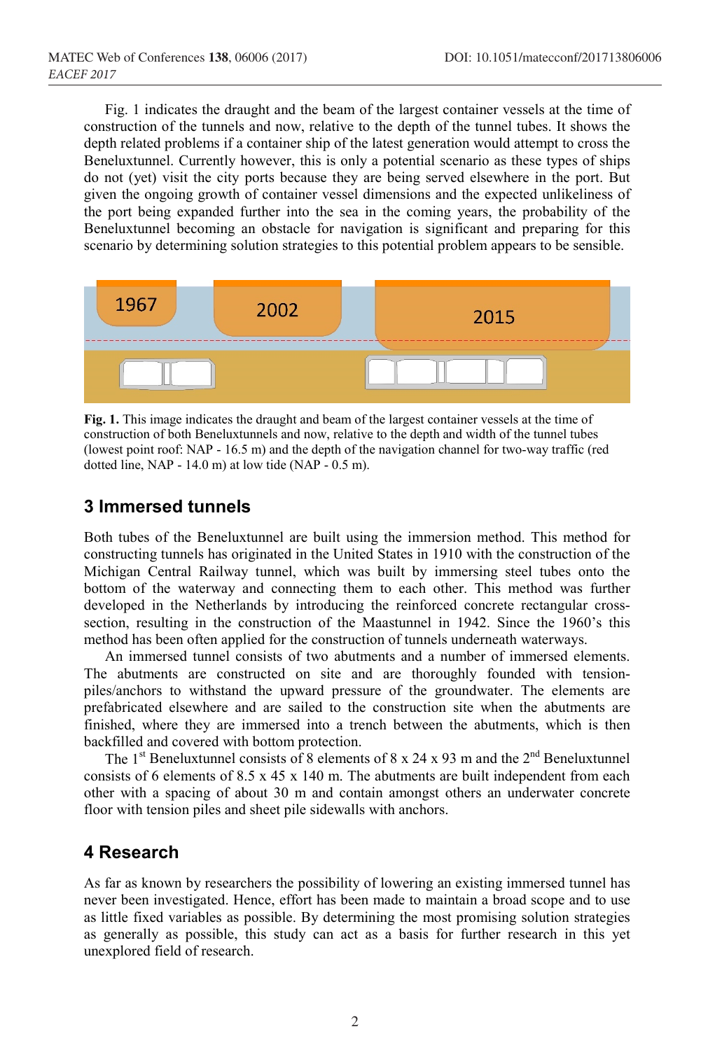Fig. 1 indicates the draught and the beam of the largest container vessels at the time of construction of the tunnels and now, relative to the depth of the tunnel tubes. It shows the depth related problems if a container ship of the latest generation would attempt to cross the Beneluxtunnel. Currently however, this is only a potential scenario as these types of ships do not (yet) visit the city ports because they are being served elsewhere in the port. But given the ongoing growth of container vessel dimensions and the expected unlikeliness of the port being expanded further into the sea in the coming years, the probability of the Beneluxtunnel becoming an obstacle for navigation is significant and preparing for this scenario by determining solution strategies to this potential problem appears to be sensible.

**Fig. 1.** This image indicates the draught and beam of the largest container vessels at the time of construction of both Beneluxtunnels and now, relative to the depth and width of the tunnel tubes (lowest point roof: NAP - 16.5 m) and the depth of the navigation channel for two-way traffic (red dotted line, NAP - 14.0 m) at low tide (NAP - 0.5 m).

## 3 Immersed tunnels

Both tubes of the Beneluxtunnel are built using the immersion method. This method for constructing tunnels has originated in the United States in 1910 with the construction of the Michigan Central Railway tunnel, which was built by immersing steel tubes onto the bottom of the waterway and connecting them to each other. This method was further developed in the Netherlands by introducing the reinforced concrete rectangular cross-section, resulting in the construction of the Maastunnel in 1942. Since the 1960's this method has been often applied for the construction of tunnels underneath waterways.

An immersed tunnel consists of two abutments and a number of immersed elements. The abutments are constructed on site and are thoroughly founded with tension-piles/anchors to withstand the upward pressure of the groundwater. The elements are prefabricated elsewhere and are sailed to the construction site when the abutments are finished, where they are immersed into a trench between the abutments, which is then backfilled and covered with bottom protection.

The 1st Beneluxtunnel consists of 8 elements of 8 x 24 x 93 m and the 2nd Beneluxtunnel consists of 6 elements of 8.5 x 45 x 140 m. The abutments are built independent from each other with a spacing of about 30 m and contain amongst others an underwater concrete floor with tension piles and sheet pile sidewalls with anchors.

## 4 Research

As far as known by researchers the possibility of lowering an existing immersed tunnel has never been investigated. Hence, effort has been made to maintain a broad scope and to use as little fixed variables as possible. By determining the most promising solution strategies as generally as possible, this study can act as a basis for further research in this yet unexplored field of research.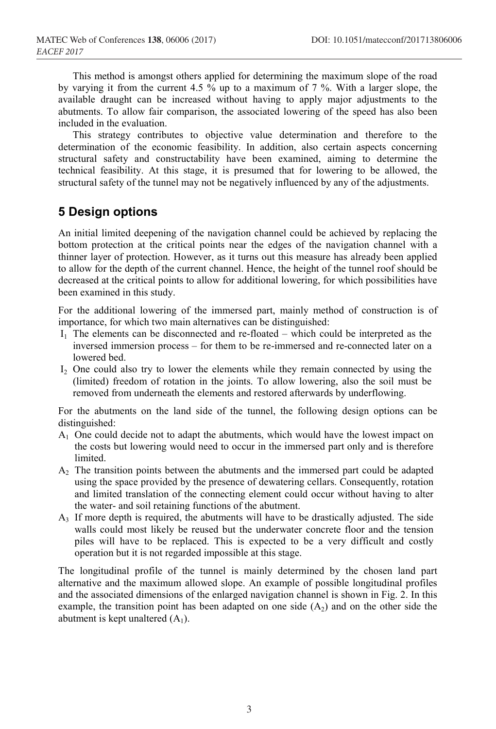This method is amongst others applied for determining the maximum slope of the road by varying it from the current 4.5 % up to a maximum of 7 %. With a larger slope, the available draught can be increased without having to apply major adjustments to the abutments. To allow fair comparison, the associated lowering of the speed has also been included in the evaluation.

This strategy contributes to objective value determination and therefore to the determination of the economic feasibility. In addition, also certain aspects concerning structural safety and constructability have been examined, aiming to determine the technical feasibility. At this stage, it is presumed that for lowering to be allowed, the structural safety of the tunnel may not be negatively influenced by any of the adjustments.

## 5 Design options

An initial limited deepening of the navigation channel could be achieved by replacing the bottom protection at the critical points near the edges of the navigation channel with a thinner layer of protection. However, as it turns out this measure has already been applied to allow for the depth of the current channel. Hence, the height of the tunnel roof should be decreased at the critical points to allow for additional lowering, for which possibilities have been examined in this study.

For the additional lowering of the immersed part, mainly method of construction is of importance, for which two main alternatives can be distinguished:

- $I_1$ The elements can be disconnected and re-floated – which could be interpreted as the inversed immersion process – for them to be re-immersed and re-connected later on a lowered bed.
- $I_2$ One could also try to lower the elements while they remain connected by using the (limited) freedom of rotation in the joints. To allow lowering, also the soil must be removed from underneath the elements and restored afterwards by underflowing.

For the abutments on the land side of the tunnel, the following design options can be distinguished:

- $A_1$ One could decide not to adapt the abutments, which would have the lowest impact on the costs but lowering would need to occur in the immersed part only and is therefore limited.
- $A_2$ The transition points between the abutments and the immersed part could be adapted using the space provided by the presence of dewatering cellars. Consequently, rotation and limited translation of the connecting element could occur without having to alter the water- and soil retaining functions of the abutment.
- $A_3$ If more depth is required, the abutments will have to be drastically adjusted. The side walls could most likely be reused but the underwater concrete floor and the tension piles will have to be replaced. This is expected to be a very difficult and costly operation but it is not regarded impossible at this stage.

The longitudinal profile of the tunnel is mainly determined by the chosen land part alternative and the maximum allowed slope. An example of possible longitudinal profiles and the associated dimensions of the enlarged navigation channel is shown in Fig. 2. In this example, the transition point has been adapted on one side ($A_2$) and on the other side the abutment is kept unaltered ($A_1$).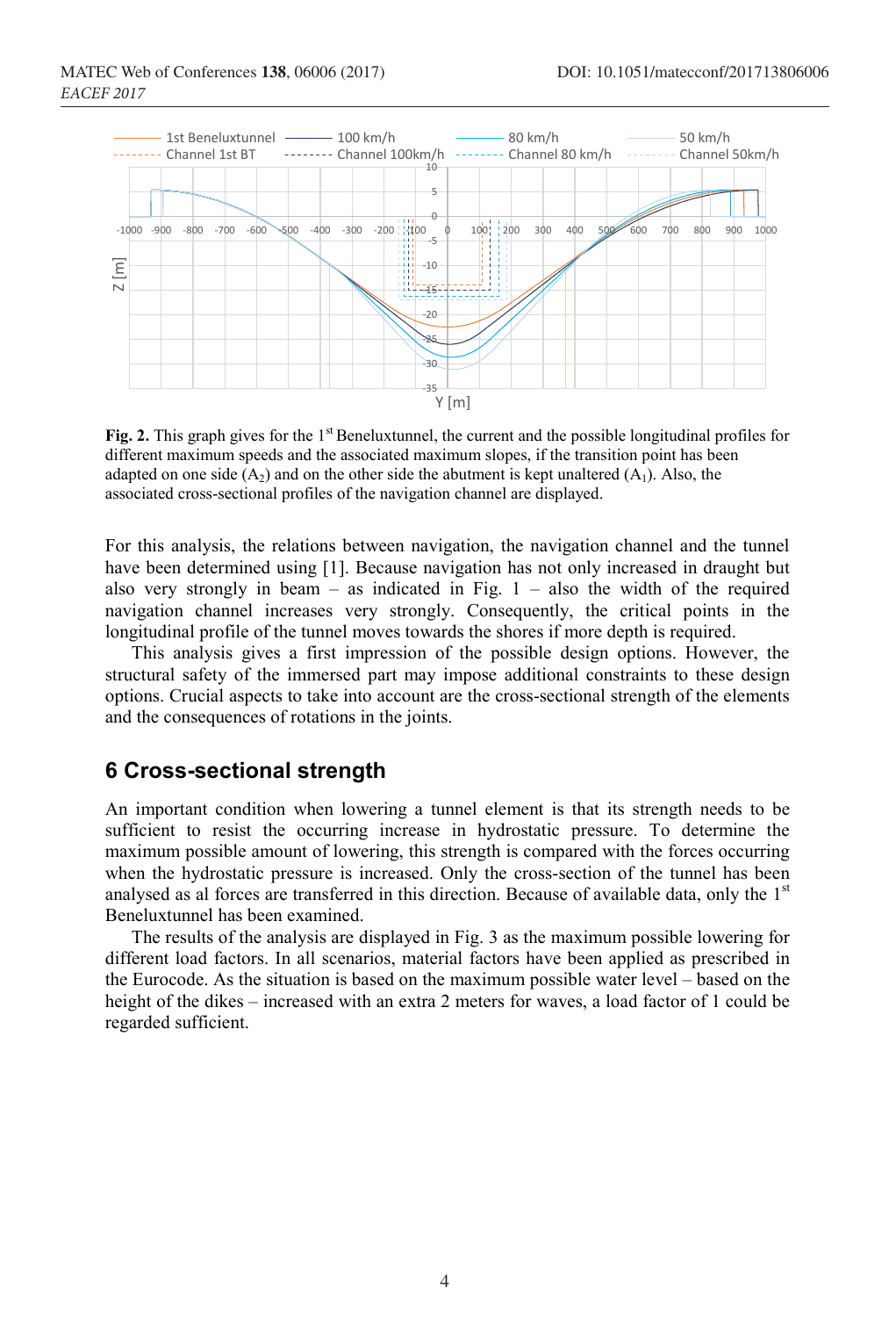**Fig. 2.** This graph gives for the 1st Beneluxtunnel, the current and the possible longitudinal profiles for different maximum speeds and the associated maximum slopes, if the transition point has been adapted on one side ($A_2$) and on the other side the abutment is kept unaltered ($A_1$). Also, the associated cross-sectional profiles of the navigation channel are displayed.

For this analysis, the relations between navigation, the navigation channel and the tunnel have been determined using [1]. Because navigation has not only increased in draught but also very strongly in beam – as indicated in Fig. 1 – also the width of the required navigation channel increases very strongly. Consequently, the critical points in the longitudinal profile of the tunnel moves towards the shores if more depth is required.

This analysis gives a first impression of the possible design options. However, the structural safety of the immersed part may impose additional constraints to these design options. Crucial aspects to take into account are the cross-sectional strength of the elements and the consequences of rotations in the joints.

## 6 Cross-sectional strength

An important condition when lowering a tunnel element is that its strength needs to be sufficient to resist the occurring increase in hydrostatic pressure. To determine the maximum possible amount of lowering, this strength is compared with the forces occurring when the hydrostatic pressure is increased. Only the cross-section of the tunnel has been analysed as al forces are transferred in this direction. Because of available data, only the 1st Beneluxtunnel has been examined.

The results of the analysis are displayed in Fig. 3 as the maximum possible lowering for different load factors. In all scenarios, material factors have been applied as prescribed in the Eurocode. As the situation is based on the maximum possible water level – based on the height of the dikes – increased with an extra 2 meters for waves, a load factor of 1 could be regarded sufficient.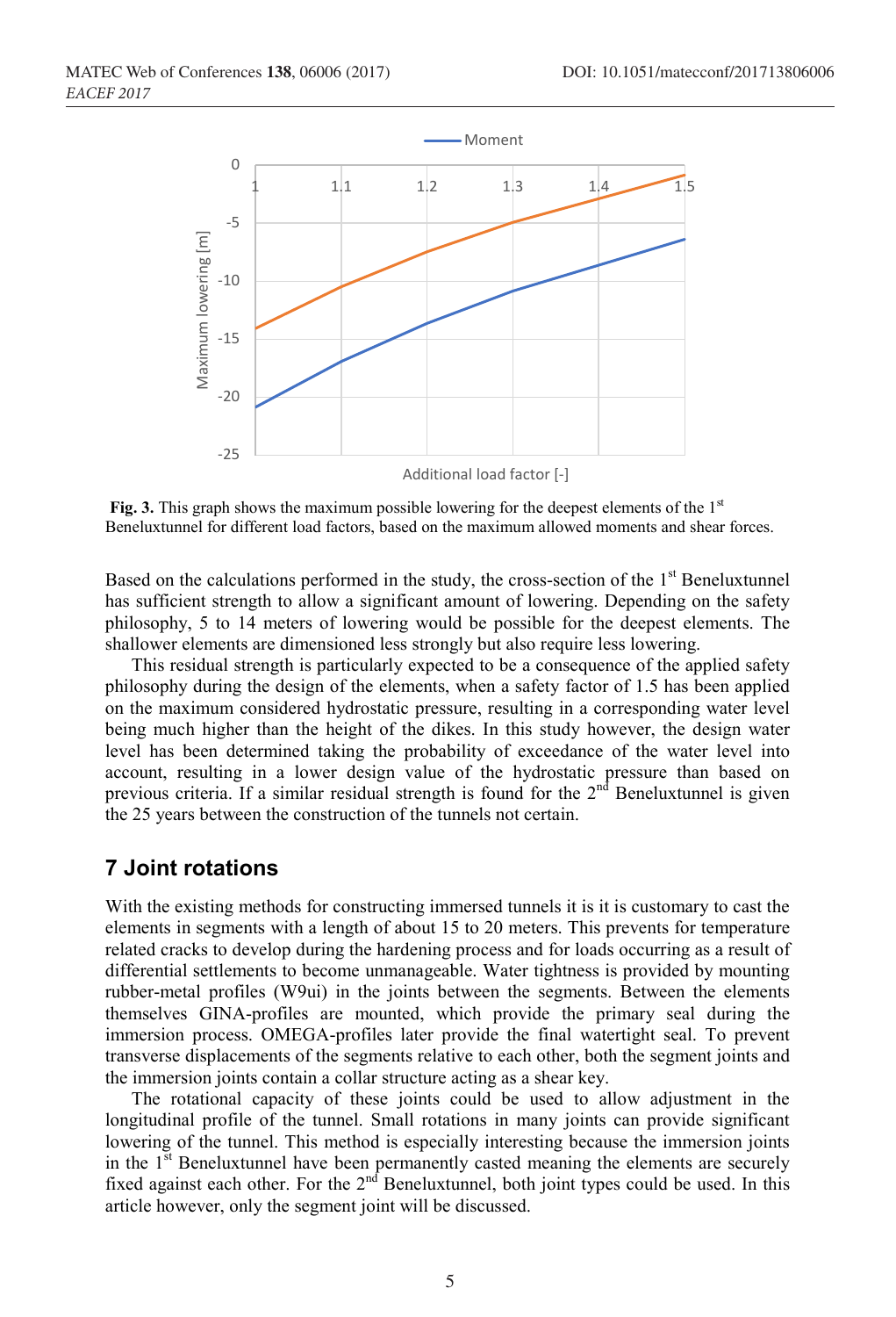**Fig. 3.** This graph shows the maximum possible lowering for the deepest elements of the 1st Beneluxtunnel for different load factors, based on the maximum allowed moments and shear forces.

Based on the calculations performed in the study, the cross-section of the 1st Beneluxtunnel has sufficient strength to allow a significant amount of lowering. Depending on the safety philosophy, 5 to 14 meters of lowering would be possible for the deepest elements. The shallower elements are dimensioned less strongly but also require less lowering.

This residual strength is particularly expected to be a consequence of the applied safety philosophy during the design of the elements, when a safety factor of 1.5 has been applied on the maximum considered hydrostatic pressure, resulting in a corresponding water level being much higher than the height of the dikes. In this study however, the design water level has been determined taking the probability of exceedance of the water level into account, resulting in a lower design value of the hydrostatic pressure than based on previous criteria. If a similar residual strength is found for the 2nd Beneluxtunnel is given the 25 years between the construction of the tunnels not certain.

## 7 Joint rotations

With the existing methods for constructing immersed tunnels it is it is customary to cast the elements in segments with a length of about 15 to 20 meters. This prevents for temperature related cracks to develop during the hardening process and for loads occurring as a result of differential settlements to become unmanageable. Water tightness is provided by mounting rubber-metal profiles (W9ui) in the joints between the segments. Between the elements themselves GINA-profiles are mounted, which provide the primary seal during the immersion process. OMEGA-profiles later provide the final watertight seal. To prevent transverse displacements of the segments relative to each other, both the segment joints and the immersion joints contain a collar structure acting as a shear key.

The rotational capacity of these joints could be used to allow adjustment in the longitudinal profile of the tunnel. Small rotations in many joints can provide significant lowering of the tunnel. This method is especially interesting because the immersion joints in the 1st Beneluxtunnel have been permanently casted meaning the elements are securely fixed against each other. For the 2nd Beneluxtunnel, both joint types could be used. In this article however, only the segment joint will be discussed.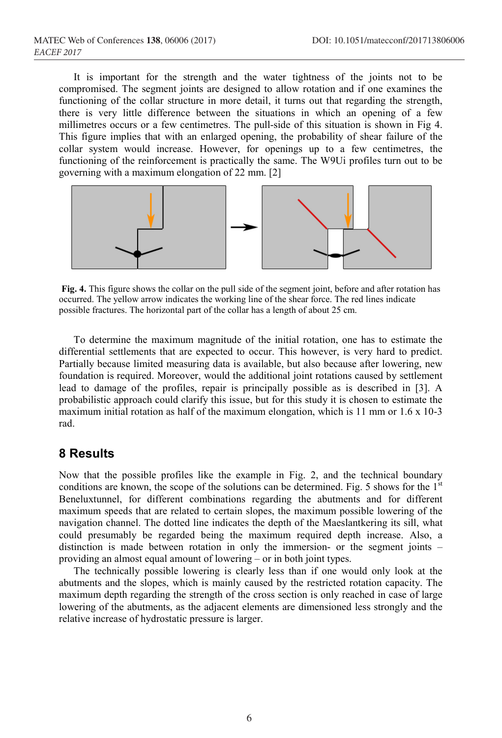It is important for the strength and the water tightness of the joints not to be compromised. The segment joints are designed to allow rotation and if one examines the functioning of the collar structure in more detail, it turns out that regarding the strength, there is very little difference between the situations in which an opening of a few millimetres occurs or a few centimetres. The pull-side of this situation is shown in Fig 4. This figure implies that with an enlarged opening, the probability of shear failure of the collar system would increase. However, for openings up to a few centimetres, the functioning of the reinforcement is practically the same. The W9Ui profiles turn out to be governing with a maximum elongation of 22 mm. [2]

**Fig. 4.** This figure shows the collar on the pull side of the segment joint, before and after rotation has occurred. The yellow arrow indicates the working line of the shear force. The red lines indicate possible fractures. The horizontal part of the collar has a length of about 25 cm.

To determine the maximum magnitude of the initial rotation, one has to estimate the differential settlements that are expected to occur. This however, is very hard to predict. Partially because limited measuring data is available, but also because after lowering, new foundation is required. Moreover, would the additional joint rotations caused by settlement lead to damage of the profiles, repair is principally possible as is described in [3]. A probabilistic approach could clarify this issue, but for this study it is chosen to estimate the maximum initial rotation as half of the maximum elongation, which is 11 mm or 1.6 x 10-3 rad.

## 8 Results

Now that the possible profiles like the example in Fig. 2, and the technical boundary conditions are known, the scope of the solutions can be determined. Fig. 5 shows for the 1st Beneluxtunnel, for different combinations regarding the abutments and for different maximum speeds that are related to certain slopes, the maximum possible lowering of the navigation channel. The dotted line indicates the depth of the Maeslantkering its sill, what could presumably be regarded being the maximum required depth increase. Also, a distinction is made between rotation in only the immersion- or the segment joints – providing an almost equal amount of lowering – or in both joint types.

The technically possible lowering is clearly less than if one would only look at the abutments and the slopes, which is mainly caused by the restricted rotation capacity. The maximum depth regarding the strength of the cross section is only reached in case of large lowering of the abutments, as the adjacent elements are dimensioned less strongly and the relative increase of hydrostatic pressure is larger.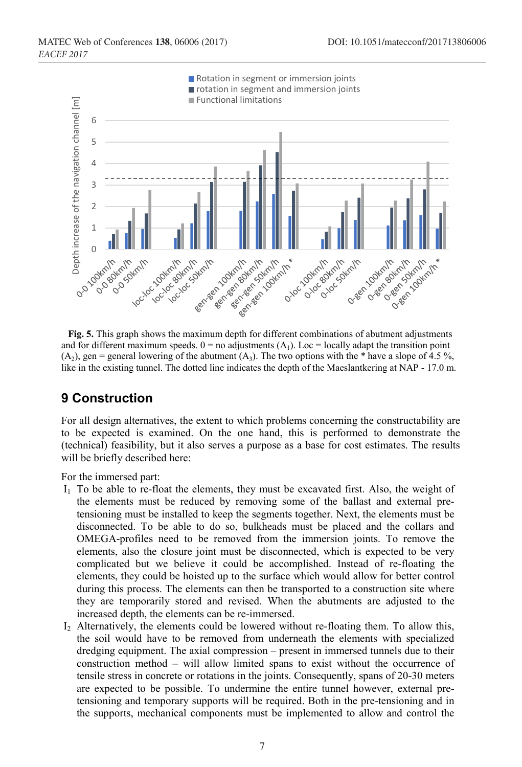**Fig. 5.** This graph shows the maximum depth for different combinations of abutment adjustments and for different maximum speeds. 0 = no adjustments ($A_1$). Loc = locally adapt the transition point ($A_2$), gen = general lowering of the abutment ($A_3$). The two options with the * have a slope of 4.5 %, like in the existing tunnel. The dotted line indicates the depth of the Maeslantkering at NAP - 17.0 m.

## 9 Construction

For all design alternatives, the extent to which problems concerning the constructability are to be expected is examined. On the one hand, this is performed to demonstrate the (technical) feasibility, but it also serves a purpose as a base for cost estimates. The results will be briefly described here:

For the immersed part:

- $I_1$ To be able to re-float the elements, they must be excavated first. Also, the weight of the elements must be reduced by removing some of the ballast and external pre-tensioning must be installed to keep the segments together. Next, the elements must be disconnected. To be able to do so, bulkheads must be placed and the collars and OMEGA-profiles need to be removed from the immersion joints. To remove the elements, also the closure joint must be disconnected, which is expected to be very complicated but we believe it could be accomplished. Instead of re-floating the elements, they could be hoisted up to the surface which would allow for better control during this process. The elements can then be transported to a construction site where they are temporarily stored and revised. When the abutments are adjusted to the increased depth, the elements can be re-immersed.
- $I_2$ Alternatively, the elements could be lowered without re-floating them. To allow this, the soil would have to be removed from underneath the elements with specialized dredging equipment. The axial compression – present in immersed tunnels due to their construction method – will allow limited spans to exist without the occurrence of tensile stress in concrete or rotations in the joints. Consequently, spans of 20-30 meters are expected to be possible. To undermine the entire tunnel however, external pre-tensioning and temporary supports will be required. Both in the pre-tensioning and in the supports, mechanical components must be implemented to allow and control the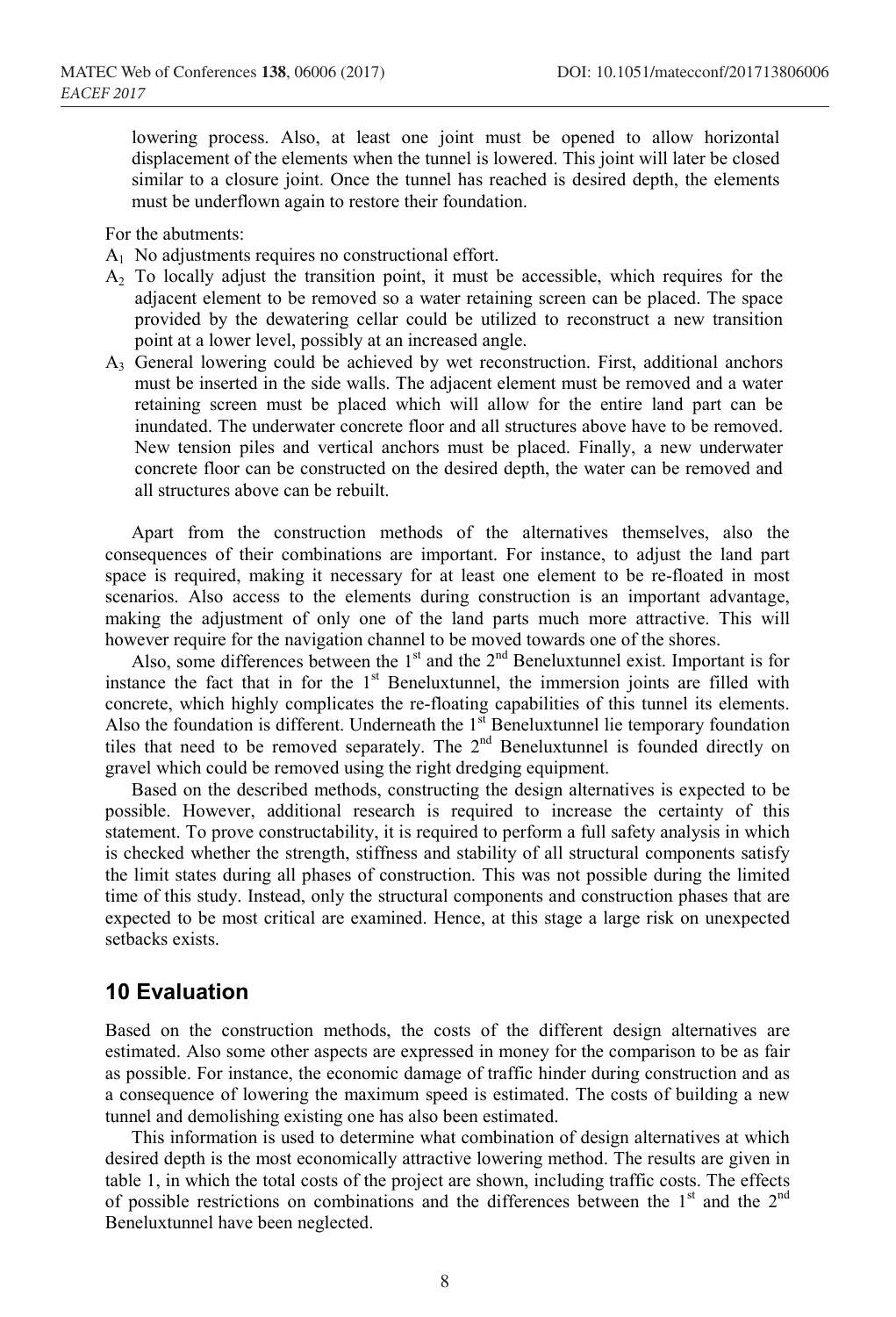lowering process. Also, at least one joint must be opened to allow horizontal displacement of the elements when the tunnel is lowered. This joint will later be closed similar to a closure joint. Once the tunnel has reached is desired depth, the elements must be underflown again to restore their foundation.

For the abutments:

- $A_1$ No adjustments requires no constructional effort.
- $A_2$ To locally adjust the transition point, it must be accessible, which requires for the adjacent element to be removed so a water retaining screen can be placed. The space provided by the dewatering cellar could be utilized to reconstruct a new transition point at a lower level, possibly at an increased angle.
- $A_3$ General lowering could be achieved by wet reconstruction. First, additional anchors must be inserted in the side walls. The adjacent element must be removed and a water retaining screen must be placed which will allow for the entire land part can be inundated. The underwater concrete floor and all structures above have to be removed. New tension piles and vertical anchors must be placed. Finally, a new underwater concrete floor can be constructed on the desired depth, the water can be removed and all structures above can be rebuilt.

Apart from the construction methods of the alternatives themselves, also the consequences of their combinations are important. For instance, to adjust the land part space is required, making it necessary for at least one element to be re-floated in most scenarios. Also access to the elements during construction is an important advantage, making the adjustment of only one of the land parts much more attractive. This will however require for the navigation channel to be moved towards one of the shores.

Also, some differences between the 1st and the 2nd Beneluxtunnel exist. Important is for instance the fact that in for the 1st Beneluxtunnel, the immersion joints are filled with concrete, which highly complicates the re-floating capabilities of this tunnel its elements. Also the foundation is different. Underneath the 1st Beneluxtunnel lie temporary foundation tiles that need to be removed separately. The 2nd Beneluxtunnel is founded directly on gravel which could be removed using the right dredging equipment.

Based on the described methods, constructing the design alternatives is expected to be possible. However, additional research is required to increase the certainty of this statement. To prove constructability, it is required to perform a full safety analysis in which is checked whether the strength, stiffness and stability of all structural components satisfy the limit states during all phases of construction. This was not possible during the limited time of this study. Instead, only the structural components and construction phases that are expected to be most critical are examined. Hence, at this stage a large risk on unexpected setbacks exists.

## 10 Evaluation

Based on the construction methods, the costs of the different design alternatives are estimated. Also some other aspects are expressed in money for the comparison to be as fair as possible. For instance, the economic damage of traffic hinder during construction and as a consequence of lowering the maximum speed is estimated. The costs of building a new tunnel and demolishing existing one has also been estimated.

This information is used to determine what combination of design alternatives at which desired depth is the most economically attractive lowering method. The results are given in table 1, in which the total costs of the project are shown, including traffic costs. The effects of possible restrictions on combinations and the differences between the 1st and the 2nd Beneluxtunnel have been neglected.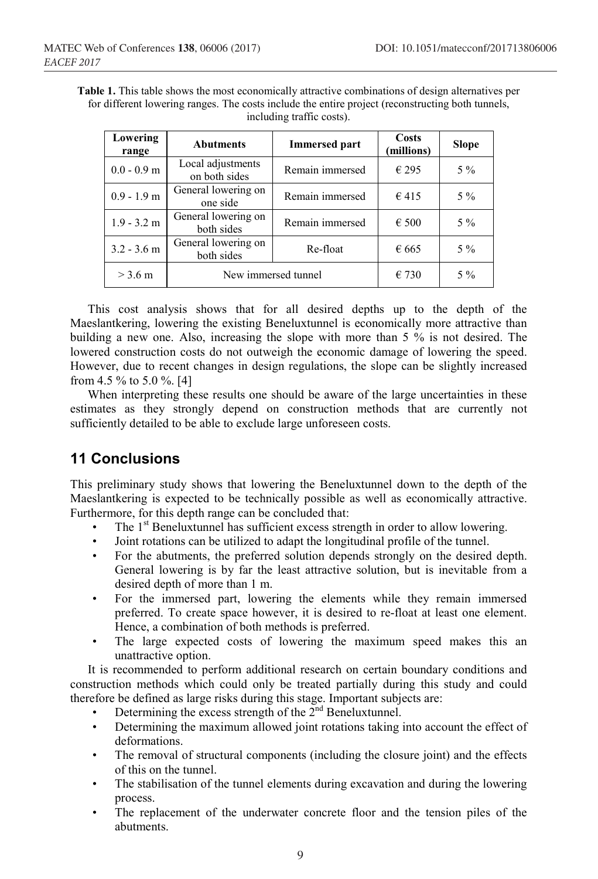**Table 1.** This table shows the most economically attractive combinations of design alternatives per for different lowering ranges. The costs include the entire project (reconstructing both tunnels, including traffic costs).

| Lowering range | Abutments | Immersed part | Costs (millions) | Slope |
|---|---|---|---|---|
| 0.0 - 0.9 m | Local adjustments on both sides | Remain immersed | € 295 | 5 % |
| 0.9 - 1.9 m | General lowering on one side | Remain immersed | € 415 | 5 % |
| 1.9 - 3.2 m | General lowering on both sides | Remain immersed | € 500 | 5 % |
| 3.2 - 3.6 m | General lowering on both sides | Re-float | € 665 | 5 % |
| > 3.6 m | New immersed tunnel | | € 730 | 5 % |

This cost analysis shows that for all desired depths up to the depth of the Maeslantkering, lowering the existing Beneluxtunnel is economically more attractive than building a new one. Also, increasing the slope with more than 5 % is not desired. The lowered construction costs do not outweigh the economic damage of lowering the speed. However, due to recent changes in design regulations, the slope can be slightly increased from 4.5 % to 5.0 %. [4]

When interpreting these results one should be aware of the large uncertainties in these estimates as they strongly depend on construction methods that are currently not sufficiently detailed to be able to exclude large unforeseen costs.

## 11 Conclusions

This preliminary study shows that lowering the Beneluxtunnel down to the depth of the Maeslantkering is expected to be technically possible as well as economically attractive. Furthermore, for this depth range can be concluded that:

- The 1st Beneluxtunnel has sufficient excess strength in order to allow lowering.
- Joint rotations can be utilized to adapt the longitudinal profile of the tunnel.
- For the abutments, the preferred solution depends strongly on the desired depth. General lowering is by far the least attractive solution, but is inevitable from a desired depth of more than 1 m.
- For the immersed part, lowering the elements while they remain immersed preferred. To create space however, it is desired to re-float at least one element. Hence, a combination of both methods is preferred.
- The large expected costs of lowering the maximum speed makes this an unattractive option.

It is recommended to perform additional research on certain boundary conditions and construction methods which could only be treated partially during this study and could therefore be defined as large risks during this stage. Important subjects are:

- Determining the excess strength of the 2nd Beneluxtunnel.
- Determining the maximum allowed joint rotations taking into account the effect of deformations.
- The removal of structural components (including the closure joint) and the effects of this on the tunnel.
- The stabilisation of the tunnel elements during excavation and during the lowering process.
- The replacement of the underwater concrete floor and the tension piles of the abutments.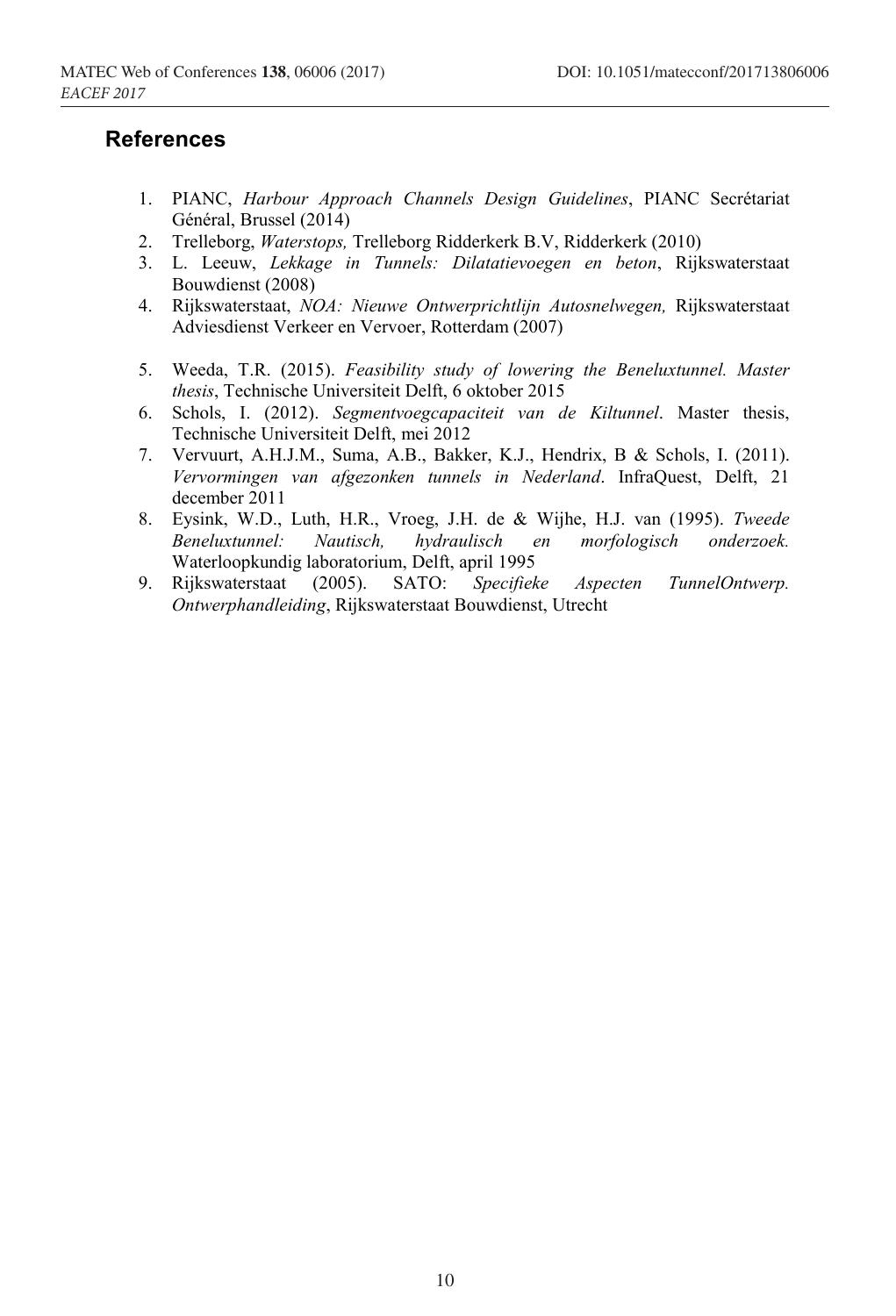## References

1. PIANC, *Harbour Approach Channels Design Guidelines*, PIANC Secrétariat Général, Brussel (2014)
2. Trelleborg, *Waterstops,* Trelleborg Ridderkerk B.V, Ridderkerk (2010)
3. L. Leeuw, *Lekkage in Tunnels: Dilatatievoegen en beton*, Rijkswaterstaat Bouwdienst (2008)
4. Rijkswaterstaat, *NOA: Nieuwe Ontwerprichtlijn Autosnelwegen,* Rijkswaterstaat Adviesdienst Verkeer en Vervoer, Rotterdam (2007)
5. Weeda, T.R. (2015). *Feasibility study of lowering the Beneluxtunnel. Master thesis*, Technische Universiteit Delft, 6 oktober 2015
6. Schols, I. (2012). *Segmentvoegcapaciteit van de Kiltunnel*. Master thesis, Technische Universiteit Delft, mei 2012
7. Vervuurt, A.H.J.M., Suma, A.B., Bakker, K.J., Hendrix, B & Schols, I. (2011). *Vervormingen van afgezonken tunnels in Nederland*. InfraQuest, Delft, 21 december 2011
8. Eysink, W.D., Luth, H.R., Vroeg, J.H. de & Wijhe, H.J. van (1995). *Tweede Beneluxtunnel: Nautisch, hydraulisch en morfologisch onderzoek.* Waterloopkundig laboratorium, Delft, april 1995
9. Rijkswaterstaat (2005). SATO: *Specifieke Aspecten TunnelOntwerp. Ontwerphandleiding*, Rijkswaterstaat Bouwdienst, Utrecht